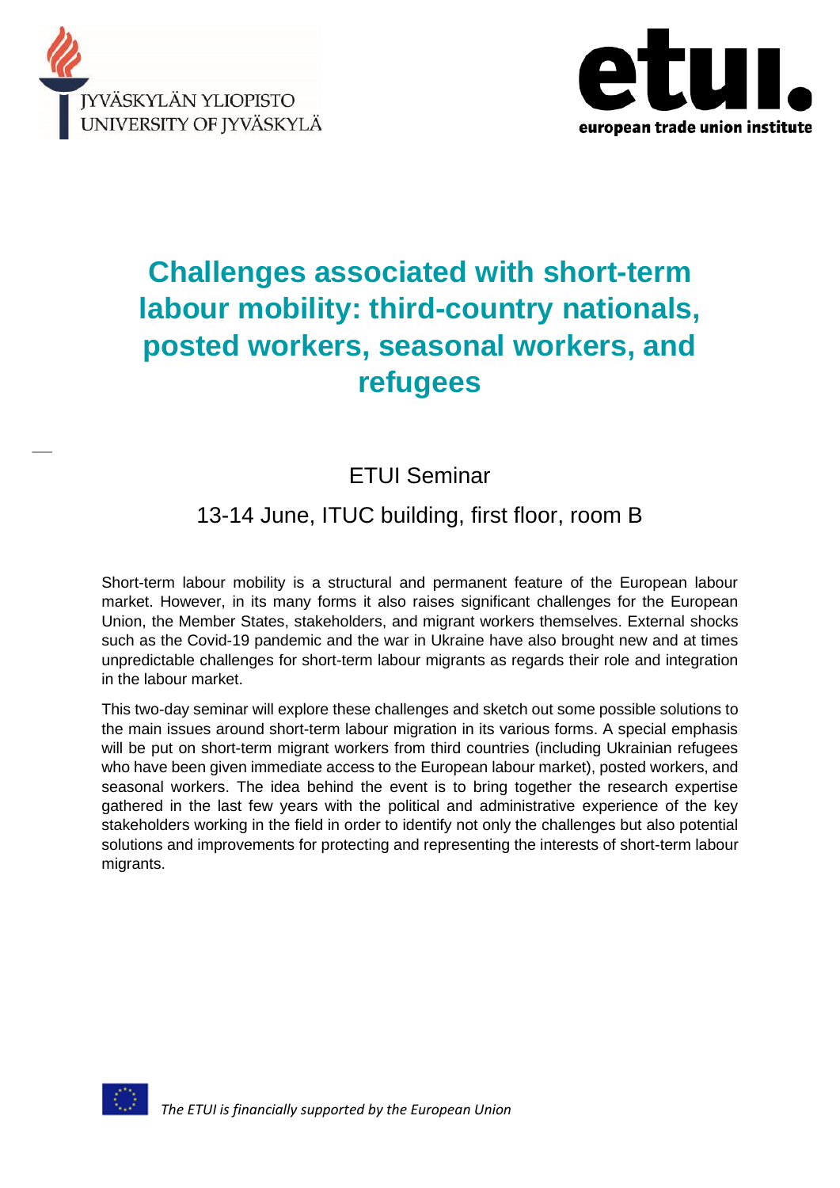JYVÄSKYLÄN YLIOPISTO
UNIVERSITY OF JYVÄSKYLÄ

etui.
european trade union institute

# Challenges associated with short-term labour mobility: third-country nationals, posted workers, seasonal workers, and refugees

ETUI Seminar

13-14 June, ITUC building, first floor, room B

Short-term labour mobility is a structural and permanent feature of the European labour market. However, in its many forms it also raises significant challenges for the European Union, the Member States, stakeholders, and migrant workers themselves. External shocks such as the Covid-19 pandemic and the war in Ukraine have also brought new and at times unpredictable challenges for short-term labour migrants as regards their role and integration in the labour market.

This two-day seminar will explore these challenges and sketch out some possible solutions to the main issues around short-term labour migration in its various forms. A special emphasis will be put on short-term migrant workers from third countries (including Ukrainian refugees who have been given immediate access to the European labour market), posted workers, and seasonal workers. The idea behind the event is to bring together the research expertise gathered in the last few years with the political and administrative experience of the key stakeholders working in the field in order to identify not only the challenges but also potential solutions and improvements for protecting and representing the interests of short-term labour migrants.

*The ETUI is financially supported by the European Union*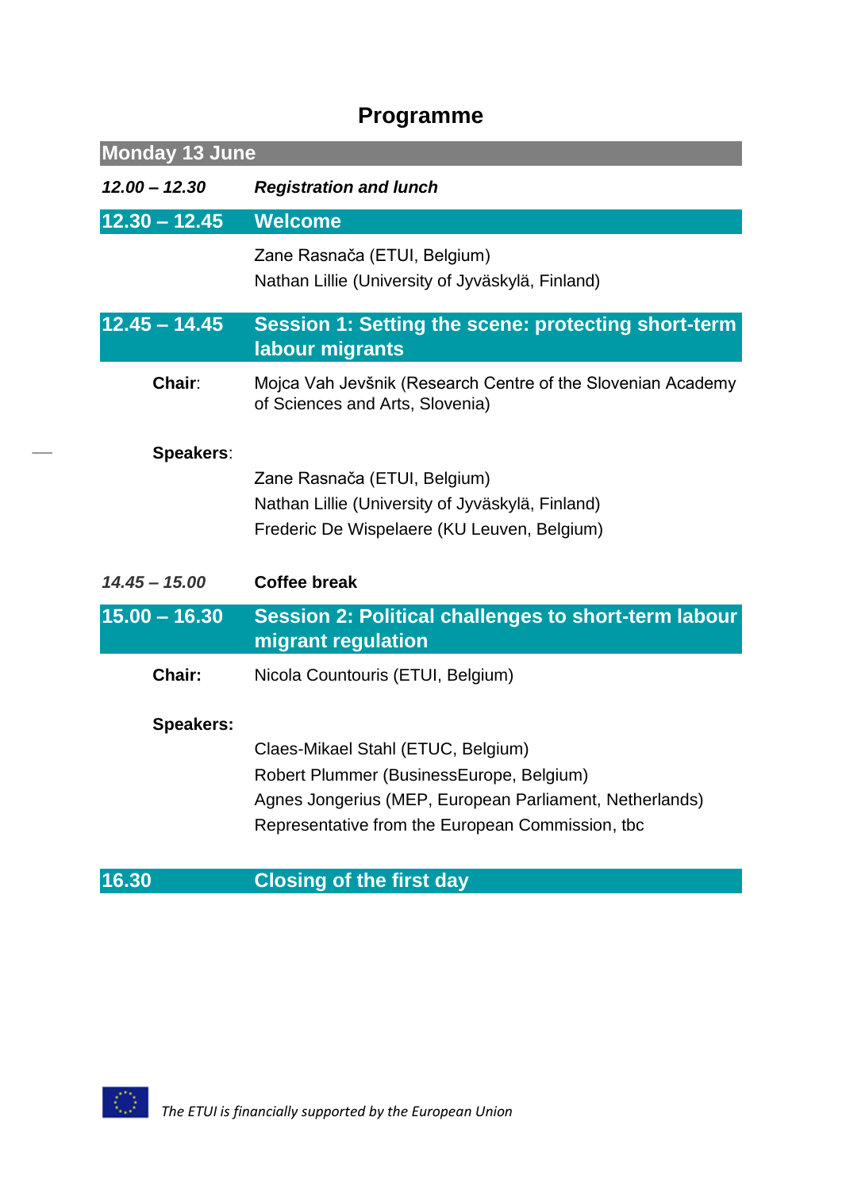# Programme

## Monday 13 June

***12.00 – 12.30*** ***Registration and lunch***

### 12.30 – 12.45 Welcome

Zane Rasnača (ETUI, Belgium)
Nathan Lillie (University of Jyväskylä, Finland)

### 12.45 – 14.45 Session 1: Setting the scene: protecting short-term labour migrants

**Chair**: Mojca Vah Jevšnik (Research Centre of the Slovenian Academy of Sciences and Arts, Slovenia)

**Speakers**:

Zane Rasnača (ETUI, Belgium)
Nathan Lillie (University of Jyväskylä, Finland)
Frederic De Wispelaere (KU Leuven, Belgium)

***14.45 – 15.00*** **Coffee break**

### 15.00 – 16.30 Session 2: Political challenges to short-term labour migrant regulation

**Chair:** Nicola Countouris (ETUI, Belgium)

**Speakers:**

Claes-Mikael Stahl (ETUC, Belgium)
Robert Plummer (BusinessEurope, Belgium)
Agnes Jongerius (MEP, European Parliament, Netherlands)
Representative from the European Commission, tbc

### 16.30 Closing of the first day

*The ETUI is financially supported by the European Union*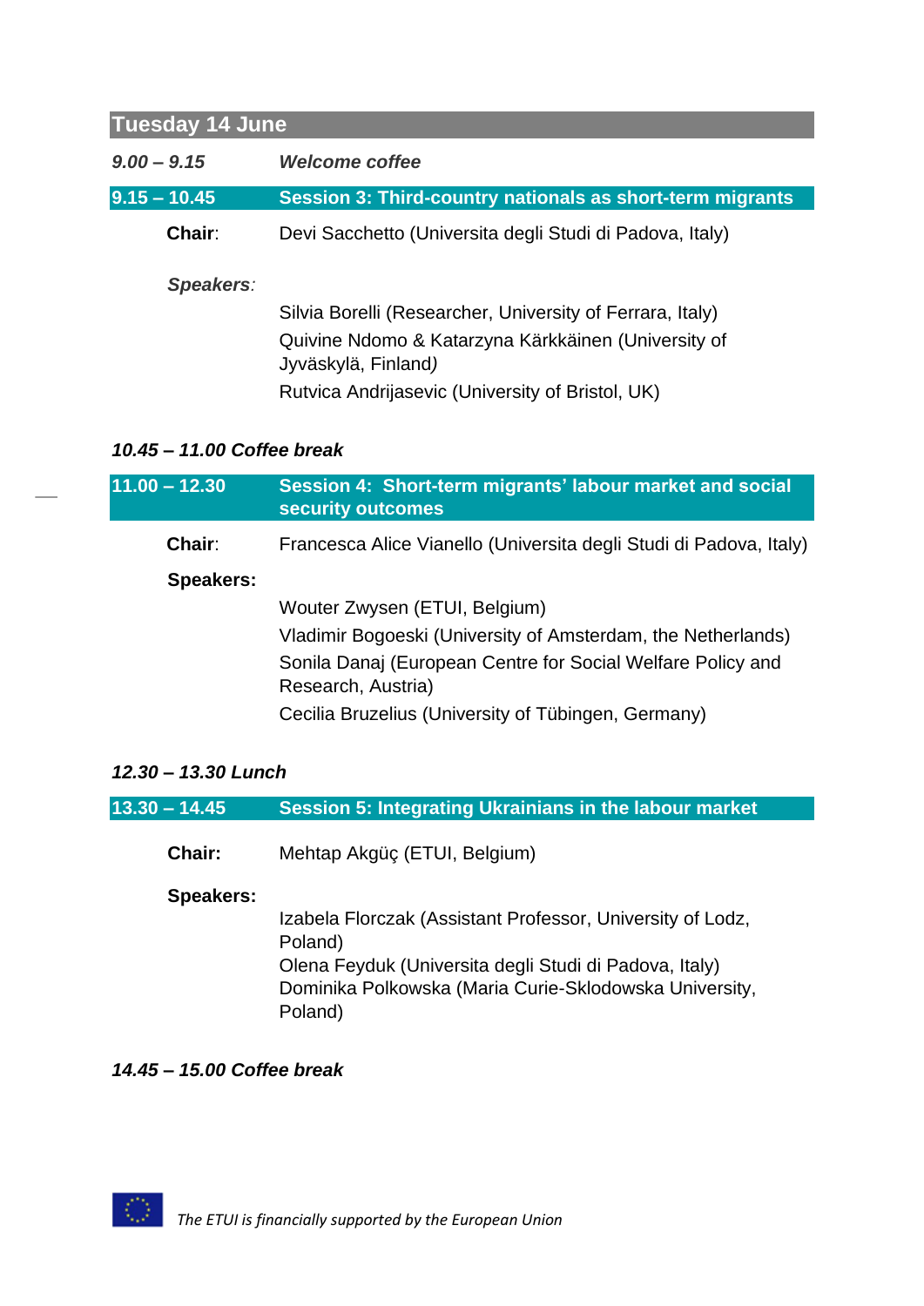## Tuesday 14 June

***9.00 – 9.15*** ***Welcome coffee***

**9.15 – 10.45** **Session 3: Third-country nationals as short-term migrants**

**Chair**: Devi Sacchetto (Universita degli Studi di Padova, Italy)

***Speakers***:

Silvia Borelli (Researcher, University of Ferrara, Italy)
Quivine Ndomo & Katarzyna Kärkkäinen (University of Jyväskylä, Finland)
Rutvica Andrijasevic (University of Bristol, UK)

***10.45 – 11.00 Coffee break***

**11.00 – 12.30** **Session 4: Short-term migrants' labour market and social security outcomes**

**Chair**: Francesca Alice Vianello (Universita degli Studi di Padova, Italy)

**Speakers:**

Wouter Zwysen (ETUI, Belgium)
Vladimir Bogoeski (University of Amsterdam, the Netherlands)
Sonila Danaj (European Centre for Social Welfare Policy and Research, Austria)
Cecilia Bruzelius (University of Tübingen, Germany)

***12.30 – 13.30 Lunch***

**13.30 – 14.45** **Session 5: Integrating Ukrainians in the labour market**

**Chair:** Mehtap Akgüç (ETUI, Belgium)

**Speakers:**

Izabela Florczak (Assistant Professor, University of Lodz, Poland)
Olena Feyduk (Universita degli Studi di Padova, Italy)
Dominika Polkowska (Maria Curie-Sklodowska University, Poland)

***14.45 – 15.00 Coffee break***

*The ETUI is financially supported by the European Union*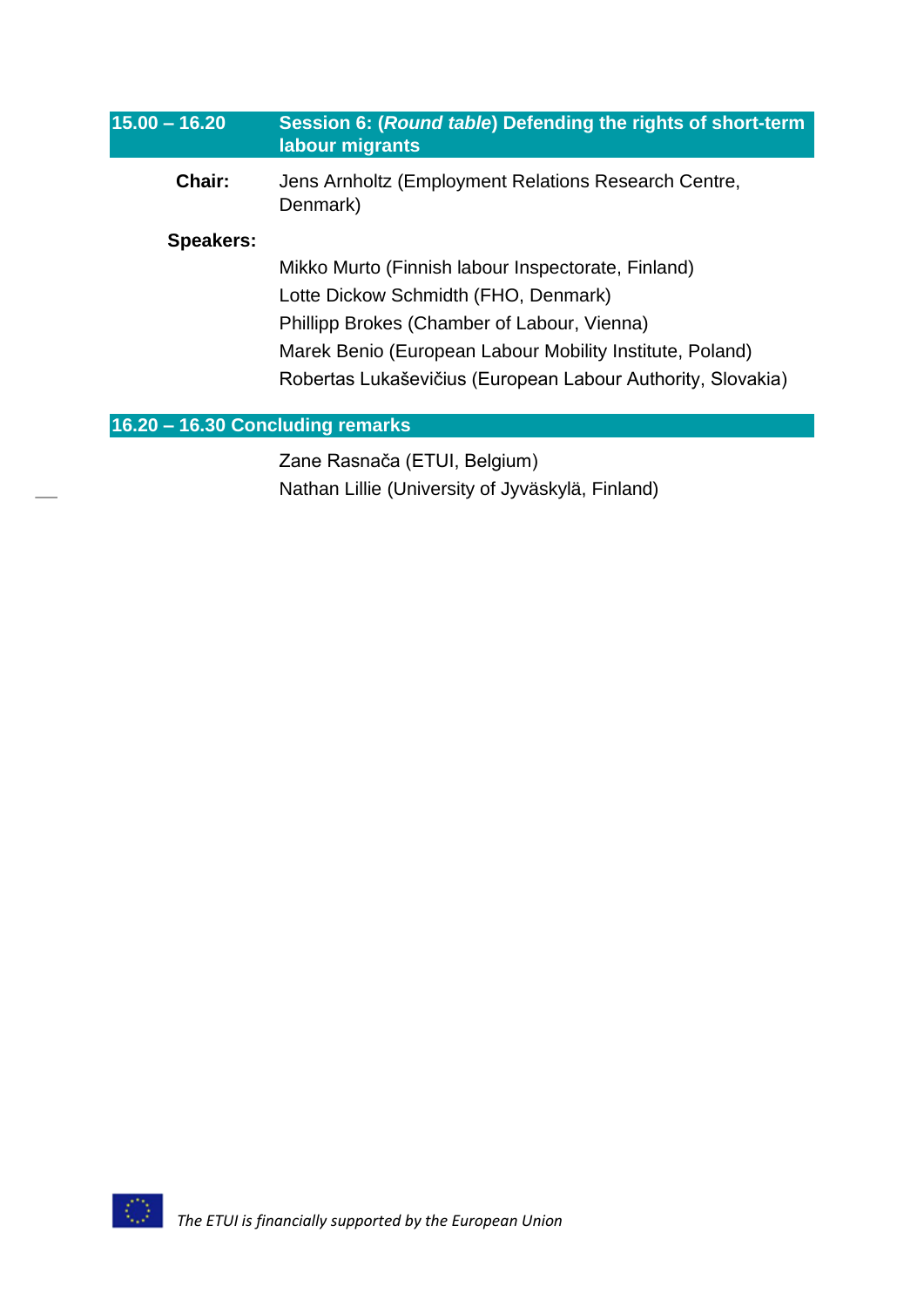**15.00 – 16.20 Session 6: (*Round table*) Defending the rights of short-term labour migrants**

**Chair:** Jens Arnholtz (Employment Relations Research Centre, Denmark)

**Speakers:**

Mikko Murto (Finnish labour Inspectorate, Finland)
Lotte Dickow Schmidth (FHO, Denmark)
Phillipp Brokes (Chamber of Labour, Vienna)
Marek Benio (European Labour Mobility Institute, Poland)
Robertas Lukaševičius (European Labour Authority, Slovakia)

**16.20 – 16.30 Concluding remarks**

Zane Rasnača (ETUI, Belgium)
Nathan Lillie (University of Jyväskylä, Finland)

*The ETUI is financially supported by the European Union*